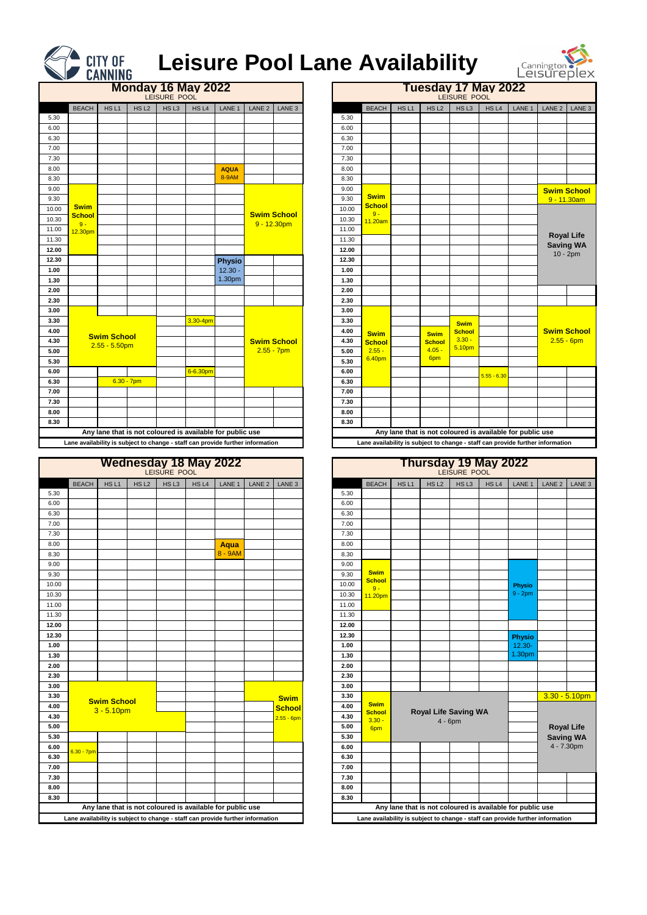# Leisure Pool Lane Availability

CITY OF CANNING — Cannington Leisureplex

## Monday 16 May 2022

LEISURE POOL

| | BEACH | HS L1 | HS L2 | HS L3 | HS L4 | LANE 1 | LANE 2 | LANE 3 |
|---|---|---|---|---|---|---|---|---|
| 5.30 | | | | | | | | |
| 6.00 | | | | | | | | |
| 6.30 | | | | | | | | |
| 7.00 | | | | | | | | |
| 7.30 | | | | | | | | |
| 8.00 | | | | | | AQUA 8-9AM | | |
| 8.30 | | | | | | | | |
| 9.00 | Swim School 9 - 12.30pm | | | | | | Swim School 9 - 12.30pm | |
| 9.30 | | | | | | | | |
| 10.00 | | | | | | | | |
| 10.30 | | | | | | | | |
| 11.00 | | | | | | | | |
| 11.30 | | | | | | | | |
| 12.00 | | | | | | | | |
| 12.30 | | | | | | Physio 12.30 - 1.30pm | | |
| 1.00 | | | | | | | | |
| 1.30 | | | | | | | | |
| 2.00 | | | | | | | | |
| 2.30 | | | | | | | | |
| 3.00 | Swim School 2.55 - 5.50pm | | | | | | Swim School 2.55 - 7pm | |
| 3.30 | | | | | 3.30-4pm | | | |
| 4.00 | | | | | | | | |
| 4.30 | | | | | | | | |
| 5.00 | | | | | | | | |
| 5.30 | | | | | | | | |
| 6.00 | | | | | 6-6.30pm | | | |
| 6.30 | | 6.30 - 7pm | | | | | | |
| 7.00 | | | | | | | | |
| 7.30 | | | | | | | | |
| 8.00 | | | | | | | | |
| 8.30 | | | | | | | | |

Any lane that is not coloured is available for public use

Lane availability is subject to change - staff can provide further information

## Tuesday 17 May 2022

LEISURE POOL

| | BEACH | HS L1 | HS L2 | HS L3 | HS L4 | LANE 1 | LANE 2 | LANE 3 |
|---|---|---|---|---|---|---|---|---|
| 5.30 | | | | | | | | |
| 6.00 | | | | | | | | |
| 6.30 | | | | | | | | |
| 7.00 | | | | | | | | |
| 7.30 | | | | | | | | |
| 8.00 | | | | | | | | |
| 8.30 | | | | | | | | |
| 9.00 | Swim School 9 - 11.20am | | | | | | Swim School 9 - 11.30am | |
| 9.30 | | | | | | | | |
| 10.00 | | | | | | | Royal Life Saving WA 10 - 2pm | |
| 10.30 | | | | | | | | |
| 11.00 | | | | | | | | |
| 11.30 | | | | | | | | |
| 12.00 | | | | | | | | |
| 12.30 | | | | | | | | |
| 1.00 | | | | | | | | |
| 1.30 | | | | | | | | |
| 2.00 | | | | | | | | |
| 2.30 | | | | | | | | |
| 3.00 | Swim School 2.55 - 6.40pm | | | | | | Swim School 2.55 - 6pm | |
| 3.30 | | | | Swim School 3.30 - 5.10pm | | | | |
| 4.00 | | | Swim School 4.05 - 6pm | | | | | |
| 4.30 | | | | | | | | |
| 5.00 | | | | | | | | |
| 5.30 | | | | | | | | |
| 6.00 | | | | | 5.55 - 6.30 | | | |
| 6.30 | | | | | | | | |
| 7.00 | | | | | | | | |
| 7.30 | | | | | | | | |
| 8.00 | | | | | | | | |
| 8.30 | | | | | | | | |

Any lane that is not coloured is available for public use

Lane availability is subject to change - staff can provide further information

## Wednesday 18 May 2022

LEISURE POOL

| | BEACH | HS L1 | HS L2 | HS L3 | HS L4 | LANE 1 | LANE 2 | LANE 3 |
|---|---|---|---|---|---|---|---|---|
| 5.30 | | | | | | | | |
| 6.00 | | | | | | | | |
| 6.30 | | | | | | | | |
| 7.00 | | | | | | | | |
| 7.30 | | | | | | | | |
| 8.00 | | | | | | Aqua 8 - 9AM | | |
| 8.30 | | | | | | | | |
| 9.00 | | | | | | | | |
| 9.30 | | | | | | | | |
| 10.00 | | | | | | | | |
| 10.30 | | | | | | | | |
| 11.00 | | | | | | | | |
| 11.30 | | | | | | | | |
| 12.00 | | | | | | | | |
| 12.30 | | | | | | | | |
| 1.00 | | | | | | | | |
| 1.30 | | | | | | | | |
| 2.00 | | | | | | | | |
| 2.30 | | | | | | | | |
| 3.00 | Swim School 3 - 5.10pm | | | | | | | Swim School 2.55 - 6pm |
| 3.30 | | | | | | | | |
| 4.00 | | | | | | | | |
| 4.30 | | | | | | | | |
| 5.00 | | | | | | | | |
| 5.30 | | | | | | | | |
| 6.00 | 6.30 - 7pm | | | | | | | |
| 6.30 | | | | | | | | |
| 7.00 | | | | | | | | |
| 7.30 | | | | | | | | |
| 8.00 | | | | | | | | |
| 8.30 | | | | | | | | |

Any lane that is not coloured is available for public use

Lane availability is subject to change - staff can provide further information

## Thursday 19 May 2022

LEISURE POOL

| | BEACH | HS L1 | HS L2 | HS L3 | HS L4 | LANE 1 | LANE 2 | LANE 3 |
|---|---|---|---|---|---|---|---|---|
| 5.30 | | | | | | | | |
| 6.00 | | | | | | | | |
| 6.30 | | | | | | | | |
| 7.00 | | | | | | | | |
| 7.30 | | | | | | | | |
| 8.00 | | | | | | | | |
| 8.30 | | | | | | | | |
| 9.00 | Swim School 9 - 11.20pm | | | | | Physio 9 - 2pm | | |
| 9.30 | | | | | | | | |
| 10.00 | | | | | | | | |
| 10.30 | | | | | | | | |
| 11.00 | | | | | | | | |
| 11.30 | | | | | | | | |
| 12.00 | | | | | | | | |
| 12.30 | | | | | | Physio 12.30- 1.30pm | | |
| 1.00 | | | | | | | | |
| 1.30 | | | | | | | | |
| 2.00 | | | | | | | | |
| 2.30 | | | | | | | | |
| 3.00 | | | | | | | | |
| 3.30 | Swim School 3.30 - 6pm | Royal Life Saving WA 4 - 6pm | | | | | 3.30 - 5.10pm | |
| 4.00 | | | | | | | Royal Life Saving WA 4 - 7.30pm | |
| 4.30 | | | | | | | | |
| 5.00 | | | | | | | | |
| 5.30 | | | | | | | | |
| 6.00 | | | | | | | | |
| 6.30 | | | | | | | | |
| 7.00 | | | | | | | | |
| 7.30 | | | | | | | | |
| 8.00 | | | | | | | | |
| 8.30 | | | | | | | | |

Any lane that is not coloured is available for public use

Lane availability is subject to change - staff can provide further information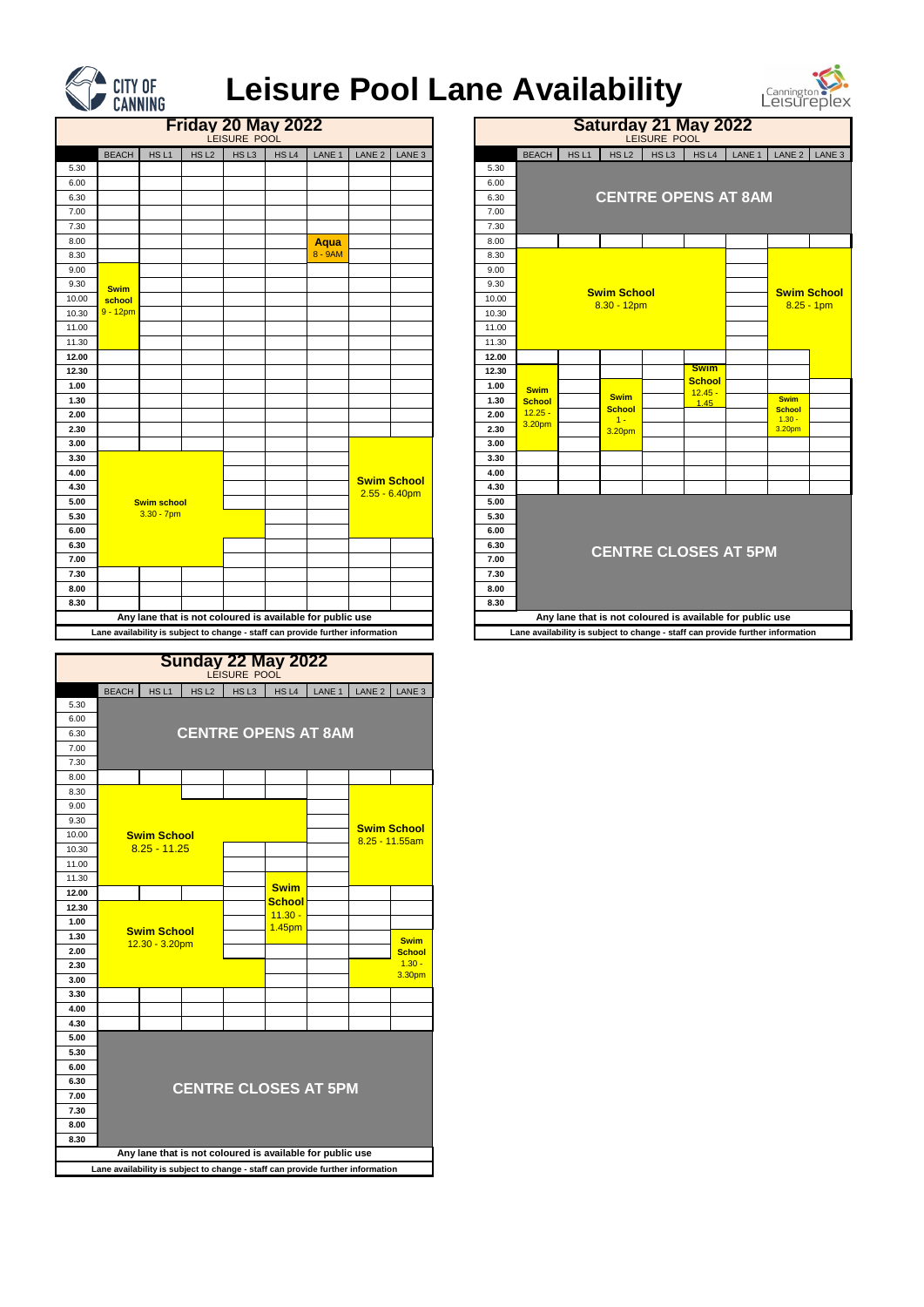# Leisure Pool Lane Availability

## Friday 20 May 2022

LEISURE POOL

| | BEACH | HS L1 | HS L2 | HS L3 | HS L4 | LANE 1 | LANE 2 | LANE 3 |
|---|---|---|---|---|---|---|---|---|
| 5.30 | | | | | | | | |
| 6.00 | | | | | | | | |
| 6.30 | | | | | | | | |
| 7.00 | | | | | | | | |
| 7.30 | | | | | | | | |
| 8.00 | | | | | | Aqua 8 - 9AM | | |
| 8.30 | | | | | | | | |
| 9.00 | Swim school 9 - 12pm | | | | | | | |
| 9.30 | | | | | | | | |
| 10.00 | | | | | | | | |
| 10.30 | | | | | | | | |
| 11.00 | | | | | | | | |
| 11.30 | | | | | | | | |
| 12.00 | | | | | | | | |
| 12.30 | | | | | | | | |
| 1.00 | | | | | | | | |
| 1.30 | | | | | | | | |
| 2.00 | | | | | | | | |
| 2.30 | | | | | | | | |
| 3.00 | | | | | | | Swim School 2.55 - 6.40pm | |
| 3.30 | Swim school 3.30 - 7pm | | | | | | | |
| 4.00 | | | | | | | | |
| 4.30 | | | | | | | | |
| 5.00 | | | | | | | | |
| 5.30 | | | | | | | | |
| 6.00 | | | | | | | | |
| 6.30 | | | | | | | | |
| 7.00 | | | | | | | | |
| 7.30 | | | | | | | | |
| 8.00 | | | | | | | | |
| 8.30 | | | | | | | | |

Any lane that is not coloured is available for public use

Lane availability is subject to change - staff can provide further information

## Saturday 21 May 2022

LEISURE POOL

| | BEACH | HS L1 | HS L2 | HS L3 | HS L4 | LANE 1 | LANE 2 | LANE 3 |
|---|---|---|---|---|---|---|---|---|
| 5.30 | CENTRE OPENS AT 8AM | | | | | | | |
| 6.00 | | | | | | | | |
| 6.30 | | | | | | | | |
| 7.00 | | | | | | | | |
| 7.30 | | | | | | | | |
| 8.00 | | | | | | | | |
| 8.30 | Swim School 8.30 - 12pm | | | | | | Swim School 8.25 - 1pm | |
| 9.00 | | | | | | | | |
| 9.30 | | | | | | | | |
| 10.00 | | | | | | | | |
| 10.30 | | | | | | | | |
| 11.00 | | | | | | | | |
| 11.30 | | | | | | | | |
| 12.00 | | | | | | | | |
| 12.30 | Swim School 12.25 - 3.20pm | | | | Swim School 12.45 - 1.45 | | | |
| 1.00 | | | Swim School 1 - 3.20pm | | | | | |
| 1.30 | | | | | | | Swim School 1.30 - 3.20pm | |
| 2.00 | | | | | | | | |
| 2.30 | | | | | | | | |
| 3.00 | | | | | | | | |
| 3.30 | | | | | | | | |
| 4.00 | | | | | | | | |
| 4.30 | | | | | | | | |
| 5.00 | CENTRE CLOSES AT 5PM | | | | | | | |
| 5.30 | | | | | | | | |
| 6.00 | | | | | | | | |
| 6.30 | | | | | | | | |
| 7.00 | | | | | | | | |
| 7.30 | | | | | | | | |
| 8.00 | | | | | | | | |
| 8.30 | | | | | | | | |

Any lane that is not coloured is available for public use

Lane availability is subject to change - staff can provide further information

## Sunday 22 May 2022

LEISURE POOL

| | BEACH | HS L1 | HS L2 | HS L3 | HS L4 | LANE 1 | LANE 2 | LANE 3 |
|---|---|---|---|---|---|---|---|---|
| 5.30 | CENTRE OPENS AT 8AM | | | | | | | |
| 6.00 | | | | | | | | |
| 6.30 | | | | | | | | |
| 7.00 | | | | | | | | |
| 7.30 | | | | | | | | |
| 8.00 | | | | | | | | |
| 8.30 | Swim School 8.25 - 11.25 | | | | | | Swim School 8.25 - 11.55am | |
| 9.00 | | | | | | | | |
| 9.30 | | | | | | | | |
| 10.00 | | | | | | | | |
| 10.30 | | | | | | | | |
| 11.00 | | | | | | | | |
| 11.30 | | | | | Swim School 11.30 - 1.45pm | | | |
| 12.00 | | | | | | | | |
| 12.30 | Swim School 12.30 - 3.20pm | | | | | | | |
| 1.00 | | | | | | | | |
| 1.30 | | | | | | | | Swim School 1.30 - 3.30pm |
| 2.00 | | | | | | | | |
| 2.30 | | | | | | | | |
| 3.00 | | | | | | | | |
| 3.30 | | | | | | | | |
| 4.00 | | | | | | | | |
| 4.30 | | | | | | | | |
| 5.00 | CENTRE CLOSES AT 5PM | | | | | | | |
| 5.30 | | | | | | | | |
| 6.00 | | | | | | | | |
| 6.30 | | | | | | | | |
| 7.00 | | | | | | | | |
| 7.30 | | | | | | | | |
| 8.00 | | | | | | | | |
| 8.30 | | | | | | | | |

Any lane that is not coloured is available for public use

Lane availability is subject to change - staff can provide further information